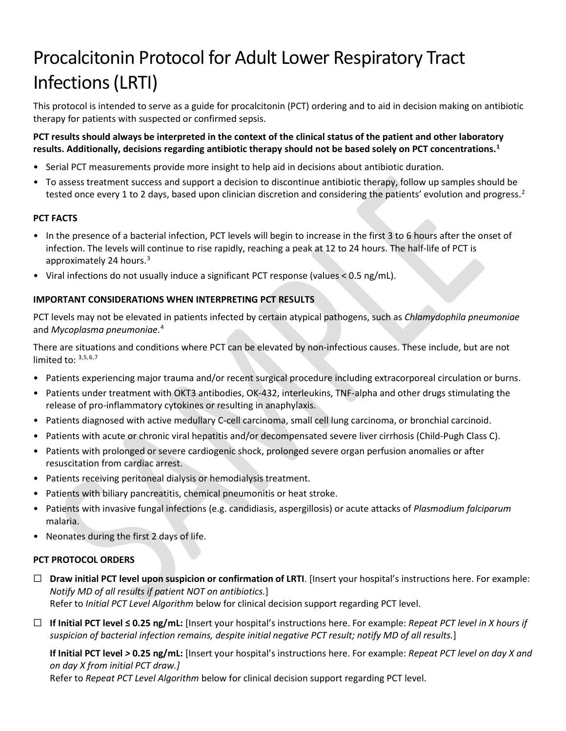# Procalcitonin Protocol for Adult Lower Respiratory Tract Infections (LRTI)

This protocol is intended to serve as a guide for procalcitonin (PCT) ordering and to aid in decision making on antibiotic therapy for patients with suspected or confirmed sepsis.

**PCT results should always be interpreted in the context of the clinical status of the patient and other laboratory results. Additionally, decisions regarding antibiotic therapy should not be based solely on PCT concentrations.**[1]

- Serial PCT measurements provide more insight to help aid in decisions about antibiotic duration.
- To assess treatment success and support a decision to discontinue antibiotic therapy, follow up samples should be tested once every 1 to 2 days, based upon clinician discretion and considering the patients' evolution and progress.[2]

### PCT FACTS

- In the presence of a bacterial infection, PCT levels will begin to increase in the first 3 to 6 hours after the onset of infection. The levels will continue to rise rapidly, reaching a peak at 12 to 24 hours. The half-life of PCT is approximately 24 hours.[3]
- Viral infections do not usually induce a significant PCT response (values < 0.5 ng/mL).

### IMPORTANT CONSIDERATIONS WHEN INTERPRETING PCT RESULTS

PCT levels may not be elevated in patients infected by certain atypical pathogens, such as *Chlamydophila pneumoniae* and *Mycoplasma pneumoniae*.[4]

There are situations and conditions where PCT can be elevated by non-infectious causes. These include, but are not limited to: [3,5,6,7]

- Patients experiencing major trauma and/or recent surgical procedure including extracorporeal circulation or burns.
- Patients under treatment with OKT3 antibodies, OK-432, interleukins, TNF-alpha and other drugs stimulating the release of pro-inflammatory cytokines or resulting in anaphylaxis.
- Patients diagnosed with active medullary C-cell carcinoma, small cell lung carcinoma, or bronchial carcinoid.
- Patients with acute or chronic viral hepatitis and/or decompensated severe liver cirrhosis (Child-Pugh Class C).
- Patients with prolonged or severe cardiogenic shock, prolonged severe organ perfusion anomalies or after resuscitation from cardiac arrest.
- Patients receiving peritoneal dialysis or hemodialysis treatment.
- Patients with biliary pancreatitis, chemical pneumonitis or heat stroke.
- Patients with invasive fungal infections (e.g. candidiasis, aspergillosis) or acute attacks of *Plasmodium falciparum* malaria.
- Neonates during the first 2 days of life.

### PCT PROTOCOL ORDERS

☐ **Draw initial PCT level upon suspicion or confirmation of LRTI**. [Insert your hospital's instructions here. For example: *Notify MD of all results if patient NOT on antibiotics.*]
Refer to *Initial PCT Level Algorithm* below for clinical decision support regarding PCT level.

☐ **If Initial PCT level ≤ 0.25 ng/mL:** [Insert your hospital's instructions here. For example: *Repeat PCT level in X hours if suspicion of bacterial infection remains, despite initial negative PCT result; notify MD of all results.*]

**If Initial PCT level > 0.25 ng/mL:** [Insert your hospital's instructions here. For example: *Repeat PCT level on day X and on day X from initial PCT draw.]*
Refer to *Repeat PCT Level Algorithm* below for clinical decision support regarding PCT level.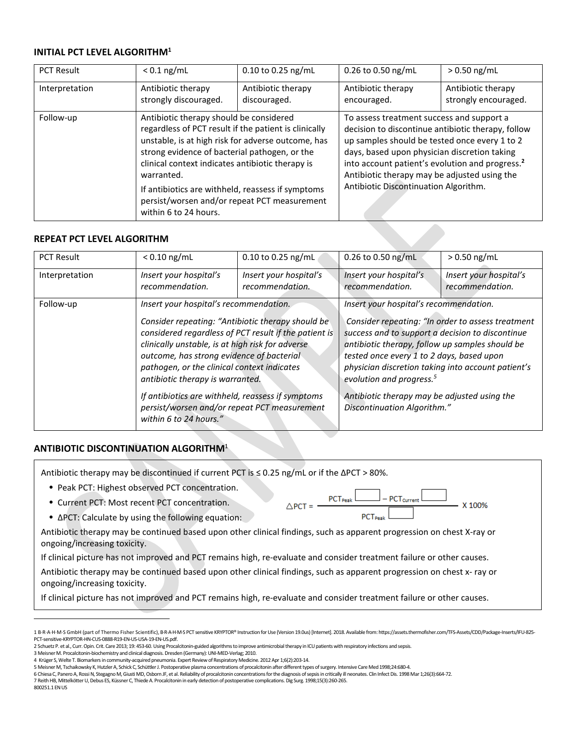### INITIAL PCT LEVEL ALGORITHM[1]

| PCT Result | < 0.1 ng/mL | 0.10 to 0.25 ng/mL | 0.26 to 0.50 ng/mL | > 0.50 ng/mL |
|---|---|---|---|---|
| Interpretation | Antibiotic therapy strongly discouraged. | Antibiotic therapy discouraged. | Antibiotic therapy encouraged. | Antibiotic therapy strongly encouraged. |
| Follow-up | Antibiotic therapy should be considered regardless of PCT result if the patient is clinically unstable, is at high risk for adverse outcome, has strong evidence of bacterial pathogen, or the clinical context indicates antibiotic therapy is warranted. If antibiotics are withheld, reassess if symptoms persist/worsen and/or repeat PCT measurement within 6 to 24 hours. | | To assess treatment success and support a decision to discontinue antibiotic therapy, follow up samples should be tested once every 1 to 2 days, based upon physician discretion taking into account patient's evolution and progress.[2] Antibiotic therapy may be adjusted using the Antibiotic Discontinuation Algorithm. | |

### REPEAT PCT LEVEL ALGORITHM

| PCT Result | < 0.10 ng/mL | 0.10 to 0.25 ng/mL | 0.26 to 0.50 ng/mL | > 0.50 ng/mL |
|---|---|---|---|---|
| Interpretation | *Insert your hospital's recommendation.* | *Insert your hospital's recommendation.* | *Insert your hospital's recommendation.* | *Insert your hospital's recommendation.* |
| Follow-up | *Insert your hospital's recommendation.* *Consider repeating: "Antibiotic therapy should be considered regardless of PCT result if the patient is clinically unstable, is at high risk for adverse outcome, has strong evidence of bacterial pathogen, or the clinical context indicates antibiotic therapy is warranted.* *If antibiotics are withheld, reassess if symptoms persist/worsen and/or repeat PCT measurement within 6 to 24 hours."* | | *Insert your hospital's recommendation.* *Consider repeating: "In order to assess treatment success and to support a decision to discontinue antibiotic therapy, follow up samples should be tested once every 1 to 2 days, based upon physician discretion taking into account patient's evolution and progress.[5]* *Antibiotic therapy may be adjusted using the Discontinuation Algorithm."* | |

### ANTIBIOTIC DISCONTINUATION ALGORITHM[1]

Antibiotic therapy may be discontinued if current PCT is ≤ 0.25 ng/mL or if the ΔPCT > 80%.

- Peak PCT: Highest observed PCT concentration.
- Current PCT: Most recent PCT concentration.
- ΔPCT: Calculate by using the following equation:

$$\Delta PCT = \frac{PCT_{Peak} \; \square \; - PCT_{Current} \; \square}{PCT_{Peak} \; \square} \times 100\%$$

Antibiotic therapy may be continued based upon other clinical findings, such as apparent progression on chest X-ray or ongoing/increasing toxicity.

If clinical picture has not improved and PCT remains high, re-evaluate and consider treatment failure or other causes.

Antibiotic therapy may be continued based upon other clinical findings, such as apparent progression on chest x- ray or ongoing/increasing toxicity.

If clinical picture has not improved and PCT remains high, re-evaluate and consider treatment failure or other causes.

---

1 B·R·A·H·M·S GmbH (part of Thermo Fisher Scientific), B·R·A·H·M·S PCT sensitive KRYPTOR® Instruction for Use (Version 19.0us) [Internet]. 2018. Available from: https://assets.thermofisher.com/TFS-Assets/CDD/Package-Inserts/IFU-825-PCT-sensitive-KRYPTOR-HN-CUS-0888-R19-EN-US-USA-19-EN-US.pdf.
2 Schuetz P. et al., Curr. Opin. Crit. Care 2013; 19: 453-60. Using Procalcitonin-guided algorithms to improve antimicrobial therapy in ICU patients with respiratory infections and sepsis.
3 Meisner M. Procalcitonin-biochemistry and clinical diagnosis. Dresden (Germany): UNI-MED-Verlag; 2010.
4 Krüger S, Welte T. Biomarkers in community-acquired pneumonia. Expert Review of Respiratory Medicine. 2012 Apr 1;6(2):203-14.
5 Meisner M, Tschaikowsky K, Hutzler A, Schick C, Schüttler J. Postoperative plasma concentrations of procalcitonin after different types of surgery. Intensive Care Med 1998;24:680-4.
6 Chiesa C, Panero A, Rossi N, Stegagno M, Giusti MD, Osborn JF, et al. Reliability of procalcitonin concentrations for the diagnosis of sepsis in critically ill neonates. Clin Infect Dis. 1998 Mar 1;26(3):664-72.
7 Reith HB, Mittelkötter U, Debus ES, Küssner C, Thiede A. Procalcitonin in early detection of postoperative complications. Dig Surg. 1998;15(3):260-265.
800251.1 EN US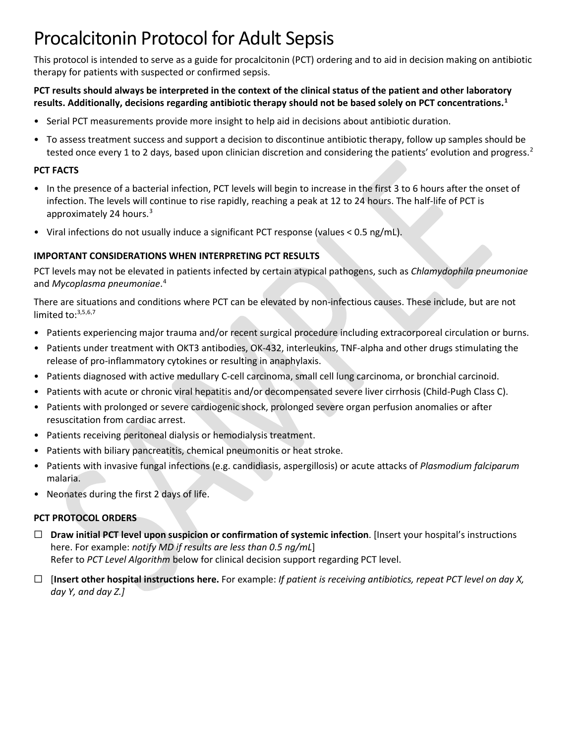# Procalcitonin Protocol for Adult Sepsis

This protocol is intended to serve as a guide for procalcitonin (PCT) ordering and to aid in decision making on antibiotic therapy for patients with suspected or confirmed sepsis.

**PCT results should always be interpreted in the context of the clinical status of the patient and other laboratory results. Additionally, decisions regarding antibiotic therapy should not be based solely on PCT concentrations.**[1]

- Serial PCT measurements provide more insight to help aid in decisions about antibiotic duration.
- To assess treatment success and support a decision to discontinue antibiotic therapy, follow up samples should be tested once every 1 to 2 days, based upon clinician discretion and considering the patients' evolution and progress.[2]

**PCT FACTS**

- In the presence of a bacterial infection, PCT levels will begin to increase in the first 3 to 6 hours after the onset of infection. The levels will continue to rise rapidly, reaching a peak at 12 to 24 hours. The half-life of PCT is approximately 24 hours.[3]
- Viral infections do not usually induce a significant PCT response (values < 0.5 ng/mL).

**IMPORTANT CONSIDERATIONS WHEN INTERPRETING PCT RESULTS**

PCT levels may not be elevated in patients infected by certain atypical pathogens, such as *Chlamydophila pneumoniae* and *Mycoplasma pneumoniae*.[4]

There are situations and conditions where PCT can be elevated by non-infectious causes. These include, but are not limited to:[3,5,6,7]

- Patients experiencing major trauma and/or recent surgical procedure including extracorporeal circulation or burns.
- Patients under treatment with OKT3 antibodies, OK-432, interleukins, TNF-alpha and other drugs stimulating the release of pro-inflammatory cytokines or resulting in anaphylaxis.
- Patients diagnosed with active medullary C-cell carcinoma, small cell lung carcinoma, or bronchial carcinoid.
- Patients with acute or chronic viral hepatitis and/or decompensated severe liver cirrhosis (Child-Pugh Class C).
- Patients with prolonged or severe cardiogenic shock, prolonged severe organ perfusion anomalies or after resuscitation from cardiac arrest.
- Patients receiving peritoneal dialysis or hemodialysis treatment.
- Patients with biliary pancreatitis, chemical pneumonitis or heat stroke.
- Patients with invasive fungal infections (e.g. candidiasis, aspergillosis) or acute attacks of *Plasmodium falciparum* malaria.
- Neonates during the first 2 days of life.

**PCT PROTOCOL ORDERS**

☐ **Draw initial PCT level upon suspicion or confirmation of systemic infection**. [Insert your hospital's instructions here. For example: *notify MD if results are less than 0.5 ng/mL*]
Refer to *PCT Level Algorithm* below for clinical decision support regarding PCT level.

☐ [**Insert other hospital instructions here.** For example: *If patient is receiving antibiotics, repeat PCT level on day X, day Y, and day Z.]*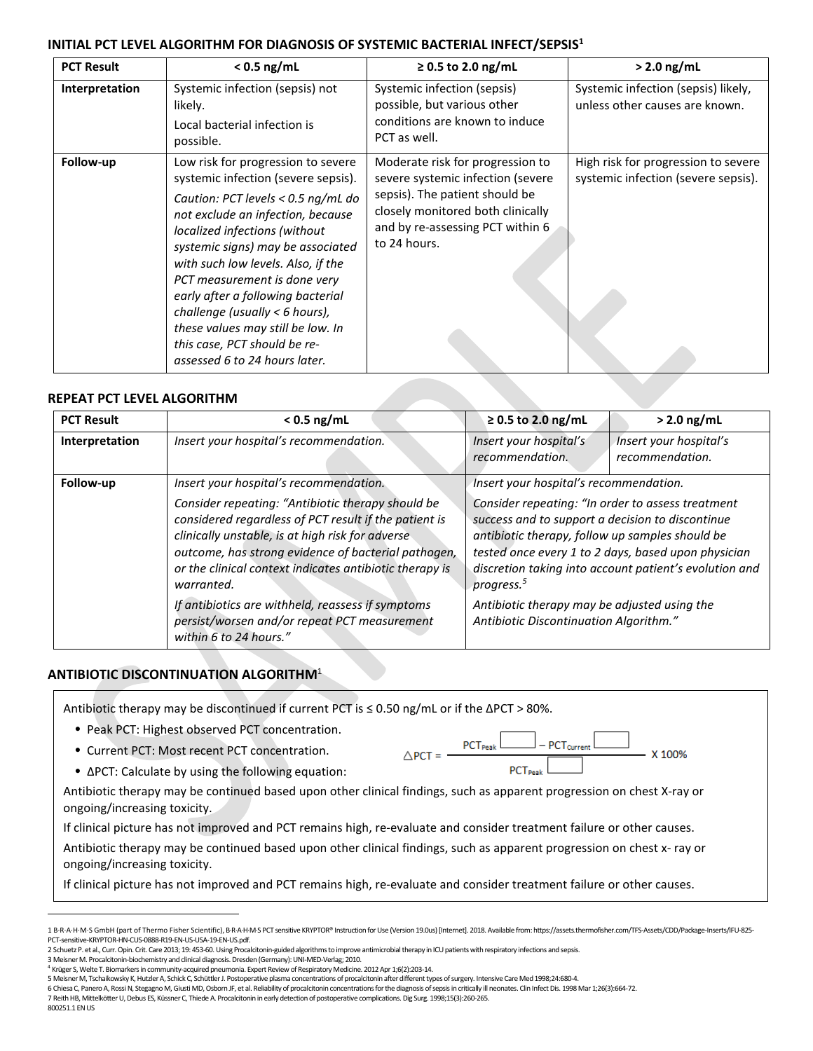### INITIAL PCT LEVEL ALGORITHM FOR DIAGNOSIS OF SYSTEMIC BACTERIAL INFECT/SEPSIS[1]

| PCT Result | < 0.5 ng/mL | ≥ 0.5 to 2.0 ng/mL | > 2.0 ng/mL |
|---|---|---|---|
| **Interpretation** | Systemic infection (sepsis) not likely.<br>Local bacterial infection is possible. | Systemic infection (sepsis) possible, but various other conditions are known to induce PCT as well. | Systemic infection (sepsis) likely, unless other causes are known. |
| **Follow-up** | Low risk for progression to severe systemic infection (severe sepsis).<br>*Caution: PCT levels < 0.5 ng/mL do not exclude an infection, because localized infections (without systemic signs) may be associated with such low levels. Also, if the PCT measurement is done very early after a following bacterial challenge (usually < 6 hours), these values may still be low. In this case, PCT should be re-assessed 6 to 24 hours later.* | Moderate risk for progression to severe systemic infection (severe sepsis). The patient should be closely monitored both clinically and by re-assessing PCT within 6 to 24 hours. | High risk for progression to severe systemic infection (severe sepsis). |

### REPEAT PCT LEVEL ALGORITHM

| PCT Result | < 0.5 ng/mL | ≥ 0.5 to 2.0 ng/mL | > 2.0 ng/mL |
|---|---|---|---|
| **Interpretation** | *Insert your hospital's recommendation.* | *Insert your hospital's recommendation.* | *Insert your hospital's recommendation.* |
| **Follow-up** | *Insert your hospital's recommendation.*<br>*Consider repeating: "Antibiotic therapy should be considered regardless of PCT result if the patient is clinically unstable, is at high risk for adverse outcome, has strong evidence of bacterial pathogen, or the clinical context indicates antibiotic therapy is warranted.*<br>*If antibiotics are withheld, reassess if symptoms persist/worsen and/or repeat PCT measurement within 6 to 24 hours."* | *Insert your hospital's recommendation.*<br>*Consider repeating: "In order to assess treatment success and to support a decision to discontinue antibiotic therapy, follow up samples should be tested once every 1 to 2 days, based upon physician discretion taking into account patient's evolution and progress.*[5]<br>*Antibiotic therapy may be adjusted using the Antibiotic Discontinuation Algorithm."* | |

### ANTIBIOTIC DISCONTINUATION ALGORITHM[1]

Antibiotic therapy may be discontinued if current PCT is ≤ 0.50 ng/mL or if the ΔPCT > 80%.

- Peak PCT: Highest observed PCT concentration.
- Current PCT: Most recent PCT concentration.
- ΔPCT: Calculate by using the following equation:

$$\triangle PCT = \frac{PCT_{Peak} \, \square - PCT_{Current} \, \square}{PCT_{Peak} \, \square} \times 100\%$$

Antibiotic therapy may be continued based upon other clinical findings, such as apparent progression on chest X-ray or ongoing/increasing toxicity.

If clinical picture has not improved and PCT remains high, re-evaluate and consider treatment failure or other causes.

Antibiotic therapy may be continued based upon other clinical findings, such as apparent progression on chest x- ray or ongoing/increasing toxicity.

If clinical picture has not improved and PCT remains high, re-evaluate and consider treatment failure or other causes.

---

1 B·R·A·H·M·S GmbH (part of Thermo Fisher Scientific), B·R·A·H·M·S PCT sensitive KRYPTOR® Instruction for Use (Version 19.0us) [Internet]. 2018. Available from: https://assets.thermofisher.com/TFS-Assets/CDD/Package-Inserts/IFU-825-PCT-sensitive-KRYPTOR-HN-CUS-0888-R19-EN-US-USA-19-EN-US.pdf.
2 Schuetz P. et al., Curr. Opin. Crit. Care 2013; 19: 453-60. Using Procalcitonin-guided algorithms to improve antimicrobial therapy in ICU patients with respiratory infections and sepsis.
3 Meisner M. Procalcitonin-biochemistry and clinical diagnosis. Dresden (Germany): UNI-MED-Verlag; 2010.
4 Krüger S, Welte T. Biomarkers in community-acquired pneumonia. Expert Review of Respiratory Medicine. 2012 Apr 1;6(2):203-14.
5 Meisner M, Tschaikowsky K, Hutzler A, Schick C, Schüttler J. Postoperative plasma concentrations of procalcitonin after different types of surgery. Intensive Care Med 1998;24:680-4.
6 Chiesa C, Panero A, Rossi N, Stegagno M, Giusti MD, Osborn JF, et al. Reliability of procalcitonin concentrations for the diagnosis of sepsis in critically ill neonates. Clin Infect Dis. 1998 Mar 1;26(3):664-72.
7 Reith HB, Mittelkötter U, Debus ES, Küssner C, Thiede A. Procalcitonin in early detection of postoperative complications. Dig Surg. 1998;15(3):260-265.
800251.1 EN US